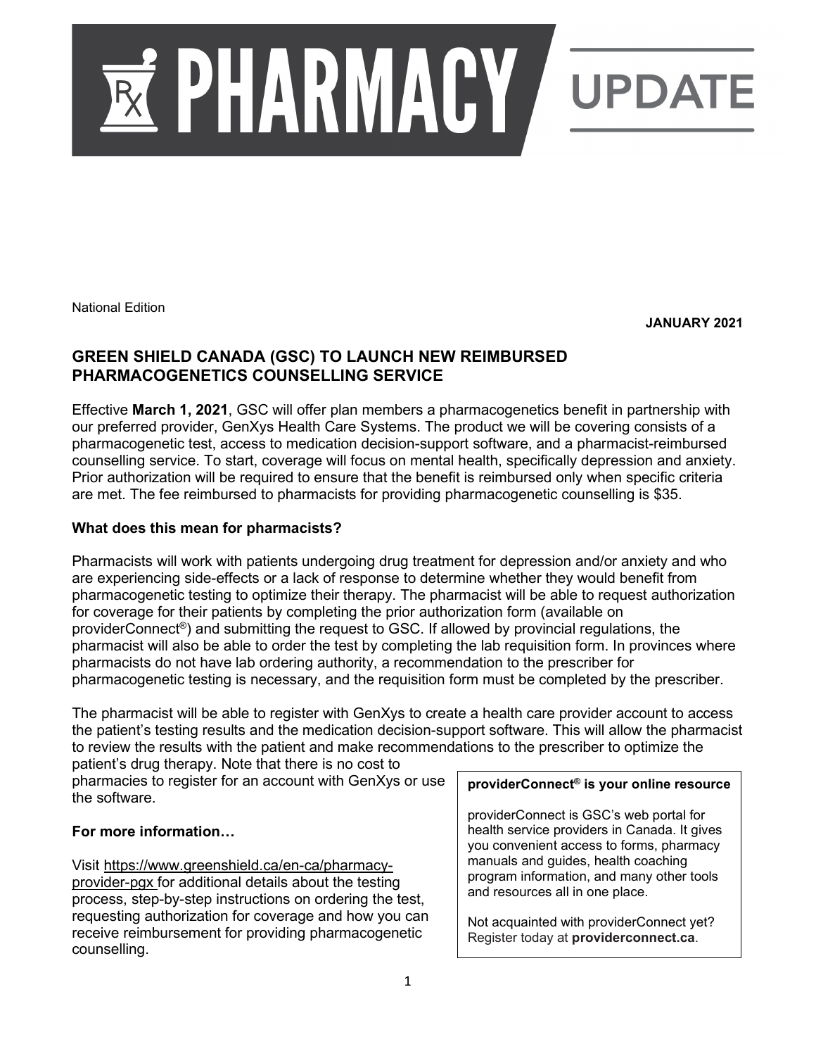# PHARMACY UPDATE

National Edition

**JANUARY 2021**

## GREEN SHIELD CANADA (GSC) TO LAUNCH NEW REIMBURSED PHARMACOGENETICS COUNSELLING SERVICE

Effective **March 1, 2021**, GSC will offer plan members a pharmacogenetics benefit in partnership with our preferred provider, GenXys Health Care Systems. The product we will be covering consists of a pharmacogenetic test, access to medication decision-support software, and a pharmacist-reimbursed counselling service. To start, coverage will focus on mental health, specifically depression and anxiety. Prior authorization will be required to ensure that the benefit is reimbursed only when specific criteria are met. The fee reimbursed to pharmacists for providing pharmacogenetic counselling is $35.

### What does this mean for pharmacists?

Pharmacists will work with patients undergoing drug treatment for depression and/or anxiety and who are experiencing side-effects or a lack of response to determine whether they would benefit from pharmacogenetic testing to optimize their therapy. The pharmacist will be able to request authorization for coverage for their patients by completing the prior authorization form (available on providerConnect®) and submitting the request to GSC. If allowed by provincial regulations, the pharmacist will also be able to order the test by completing the lab requisition form. In provinces where pharmacists do not have lab ordering authority, a recommendation to the prescriber for pharmacogenetic testing is necessary, and the requisition form must be completed by the prescriber.

The pharmacist will be able to register with GenXys to create a health care provider account to access the patient's testing results and the medication decision-support software. This will allow the pharmacist to review the results with the patient and make recommendations to the prescriber to optimize the patient's drug therapy. Note that there is no cost to pharmacies to register for an account with GenXys or use the software.

### For more information…

Visit https://www.greenshield.ca/en-ca/pharmacy-provider-pgx for additional details about the testing process, step-by-step instructions on ordering the test, requesting authorization for coverage and how you can receive reimbursement for providing pharmacogenetic counselling.

**providerConnect® is your online resource**

providerConnect is GSC's web portal for health service providers in Canada. It gives you convenient access to forms, pharmacy manuals and guides, health coaching program information, and many other tools and resources all in one place.

Not acquainted with providerConnect yet? Register today at **providerconnect.ca**.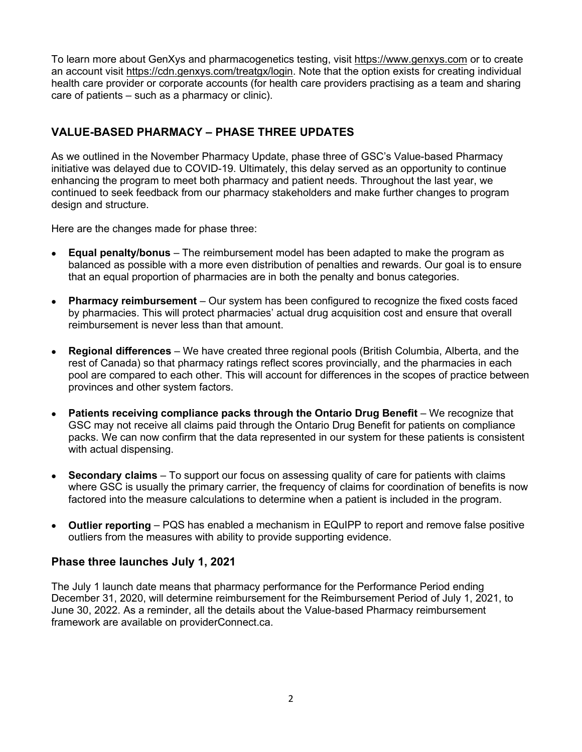To learn more about GenXys and pharmacogenetics testing, visit https://www.genxys.com or to create an account visit https://cdn.genxys.com/treatgx/login. Note that the option exists for creating individual health care provider or corporate accounts (for health care providers practising as a team and sharing care of patients – such as a pharmacy or clinic).

## VALUE-BASED PHARMACY – PHASE THREE UPDATES

As we outlined in the November Pharmacy Update, phase three of GSC's Value-based Pharmacy initiative was delayed due to COVID-19. Ultimately, this delay served as an opportunity to continue enhancing the program to meet both pharmacy and patient needs. Throughout the last year, we continued to seek feedback from our pharmacy stakeholders and make further changes to program design and structure.

Here are the changes made for phase three:

- **Equal penalty/bonus** – The reimbursement model has been adapted to make the program as balanced as possible with a more even distribution of penalties and rewards. Our goal is to ensure that an equal proportion of pharmacies are in both the penalty and bonus categories.
- **Pharmacy reimbursement** – Our system has been configured to recognize the fixed costs faced by pharmacies. This will protect pharmacies' actual drug acquisition cost and ensure that overall reimbursement is never less than that amount.
- **Regional differences** – We have created three regional pools (British Columbia, Alberta, and the rest of Canada) so that pharmacy ratings reflect scores provincially, and the pharmacies in each pool are compared to each other. This will account for differences in the scopes of practice between provinces and other system factors.
- **Patients receiving compliance packs through the Ontario Drug Benefit** – We recognize that GSC may not receive all claims paid through the Ontario Drug Benefit for patients on compliance packs. We can now confirm that the data represented in our system for these patients is consistent with actual dispensing.
- **Secondary claims** – To support our focus on assessing quality of care for patients with claims where GSC is usually the primary carrier, the frequency of claims for coordination of benefits is now factored into the measure calculations to determine when a patient is included in the program.
- **Outlier reporting** – PQS has enabled a mechanism in EQuIPP to report and remove false positive outliers from the measures with ability to provide supporting evidence.

### Phase three launches July 1, 2021

The July 1 launch date means that pharmacy performance for the Performance Period ending December 31, 2020, will determine reimbursement for the Reimbursement Period of July 1, 2021, to June 30, 2022. As a reminder, all the details about the Value-based Pharmacy reimbursement framework are available on providerConnect.ca.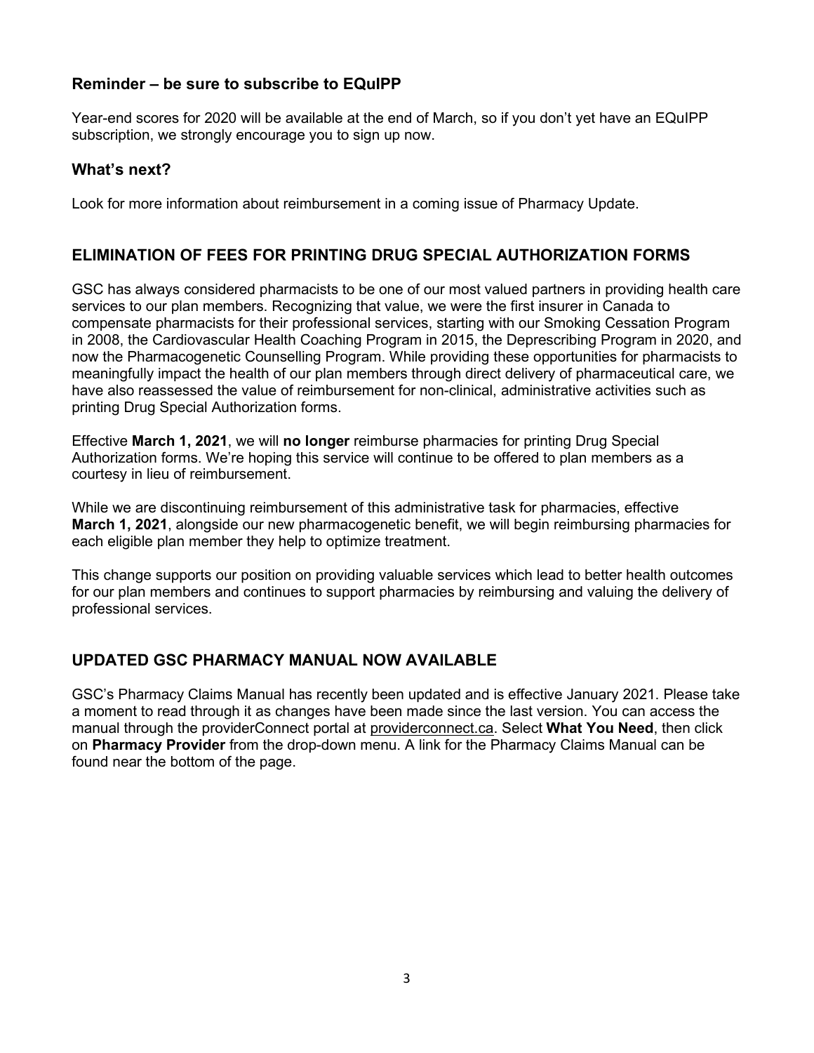### Reminder – be sure to subscribe to EQuIPP

Year-end scores for 2020 will be available at the end of March, so if you don't yet have an EQuIPP subscription, we strongly encourage you to sign up now.

### What's next?

Look for more information about reimbursement in a coming issue of Pharmacy Update.

## ELIMINATION OF FEES FOR PRINTING DRUG SPECIAL AUTHORIZATION FORMS

GSC has always considered pharmacists to be one of our most valued partners in providing health care services to our plan members. Recognizing that value, we were the first insurer in Canada to compensate pharmacists for their professional services, starting with our Smoking Cessation Program in 2008, the Cardiovascular Health Coaching Program in 2015, the Deprescribing Program in 2020, and now the Pharmacogenetic Counselling Program. While providing these opportunities for pharmacists to meaningfully impact the health of our plan members through direct delivery of pharmaceutical care, we have also reassessed the value of reimbursement for non-clinical, administrative activities such as printing Drug Special Authorization forms.

Effective **March 1, 2021**, we will **no longer** reimburse pharmacies for printing Drug Special Authorization forms. We're hoping this service will continue to be offered to plan members as a courtesy in lieu of reimbursement.

While we are discontinuing reimbursement of this administrative task for pharmacies, effective **March 1, 2021**, alongside our new pharmacogenetic benefit, we will begin reimbursing pharmacies for each eligible plan member they help to optimize treatment.

This change supports our position on providing valuable services which lead to better health outcomes for our plan members and continues to support pharmacies by reimbursing and valuing the delivery of professional services.

## UPDATED GSC PHARMACY MANUAL NOW AVAILABLE

GSC's Pharmacy Claims Manual has recently been updated and is effective January 2021. Please take a moment to read through it as changes have been made since the last version. You can access the manual through the providerConnect portal at providerconnect.ca. Select **What You Need**, then click on **Pharmacy Provider** from the drop-down menu. A link for the Pharmacy Claims Manual can be found near the bottom of the page.